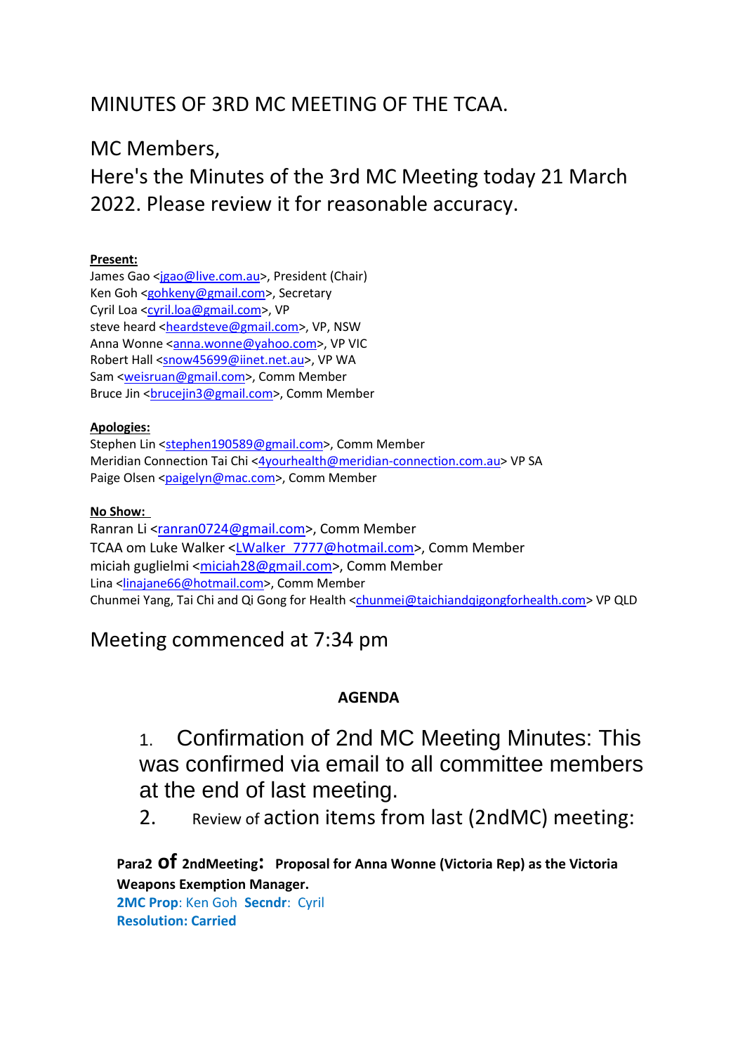# MINUTES OF 3RD MC MEETING OF THE TCAA.

MC Members,
Here's the Minutes of the 3rd MC Meeting today 21 March 2022. Please review it for reasonable accuracy.

**Present:**
James Gao <jgao@live.com.au>, President (Chair)
Ken Goh <gohkeny@gmail.com>, Secretary
Cyril Loa <cyril.loa@gmail.com>, VP
steve heard <heardsteve@gmail.com>, VP, NSW
Anna Wonne <anna.wonne@yahoo.com>, VP VIC
Robert Hall <snow45699@iinet.net.au>, VP WA
Sam <weisruan@gmail.com>, Comm Member
Bruce Jin <brucejin3@gmail.com>, Comm Member

**Apologies:**
Stephen Lin <stephen190589@gmail.com>, Comm Member
Meridian Connection Tai Chi <4yourhealth@meridian-connection.com.au> VP SA
Paige Olsen <paigelyn@mac.com>, Comm Member

**No Show:**
Ranran Li <ranran0724@gmail.com>, Comm Member
TCAA om Luke Walker <LWalker_7777@hotmail.com>, Comm Member
miciah guglielmi <miciah28@gmail.com>, Comm Member
Lina <linajane66@hotmail.com>, Comm Member
Chunmei Yang, Tai Chi and Qi Gong for Health <chunmei@taichiandqigongforhealth.com> VP QLD

## Meeting commenced at 7:34 pm

**AGENDA**

1. Confirmation of 2nd MC Meeting Minutes: This was confirmed via email to all committee members at the end of last meeting.
2. Review of action items from last (2ndMC) meeting:

**Para2 of 2ndMeeting: Proposal for Anna Wonne (Victoria Rep) as the Victoria Weapons Exemption Manager.**
**2MC Prop**: Ken Goh **Secndr**: Cyril
**Resolution: Carried**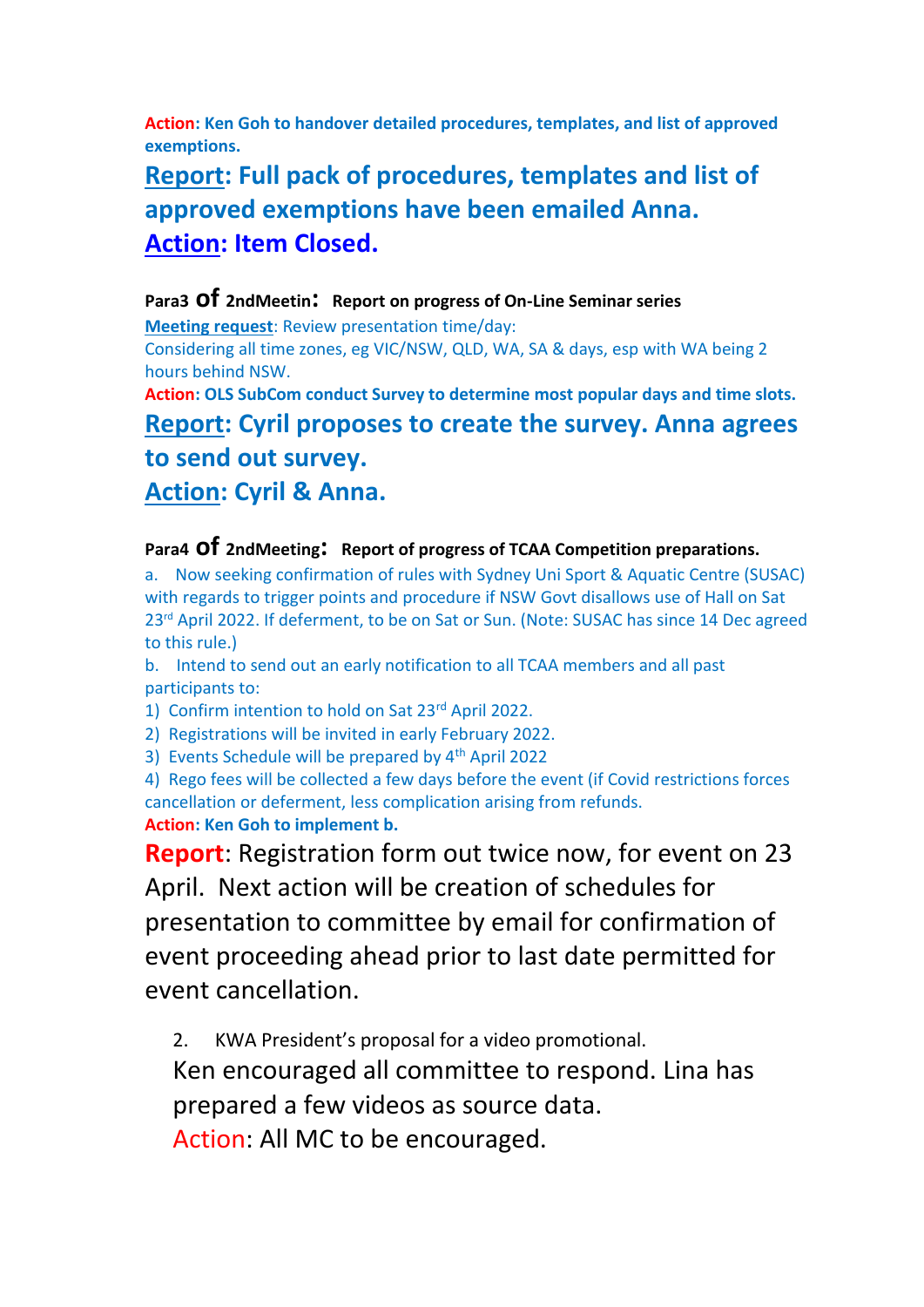**Action: Ken Goh to handover detailed procedures, templates, and list of approved exemptions.**

**Report: Full pack of procedures, templates and list of approved exemptions have been emailed Anna.**
**Action: Item Closed.**

**Para3 of 2ndMeetin: Report on progress of On-Line Seminar series**

Meeting request: Review presentation time/day:
Considering all time zones, eg VIC/NSW, QLD, WA, SA & days, esp with WA being 2 hours behind NSW.

**Action: OLS SubCom conduct Survey to determine most popular days and time slots.**

**Report: Cyril proposes to create the survey. Anna agrees to send out survey.**
**Action: Cyril & Anna.**

**Para4 of 2ndMeeting: Report of progress of TCAA Competition preparations.**

a. Now seeking confirmation of rules with Sydney Uni Sport & Aquatic Centre (SUSAC) with regards to trigger points and procedure if NSW Govt disallows use of Hall on Sat 23rd April 2022. If deferment, to be on Sat or Sun. (Note: SUSAC has since 14 Dec agreed to this rule.)

b. Intend to send out an early notification to all TCAA members and all past participants to:

1) Confirm intention to hold on Sat 23rd April 2022.
2) Registrations will be invited in early February 2022.
3) Events Schedule will be prepared by 4th April 2022
4) Rego fees will be collected a few days before the event (if Covid restrictions forces cancellation or deferment, less complication arising from refunds.

**Action: Ken Goh to implement b.**

**Report**: Registration form out twice now, for event on 23 April. Next action will be creation of schedules for presentation to committee by email for confirmation of event proceeding ahead prior to last date permitted for event cancellation.

2. KWA President's proposal for a video promotional.

Ken encouraged all committee to respond. Lina has prepared a few videos as source data.
Action: All MC to be encouraged.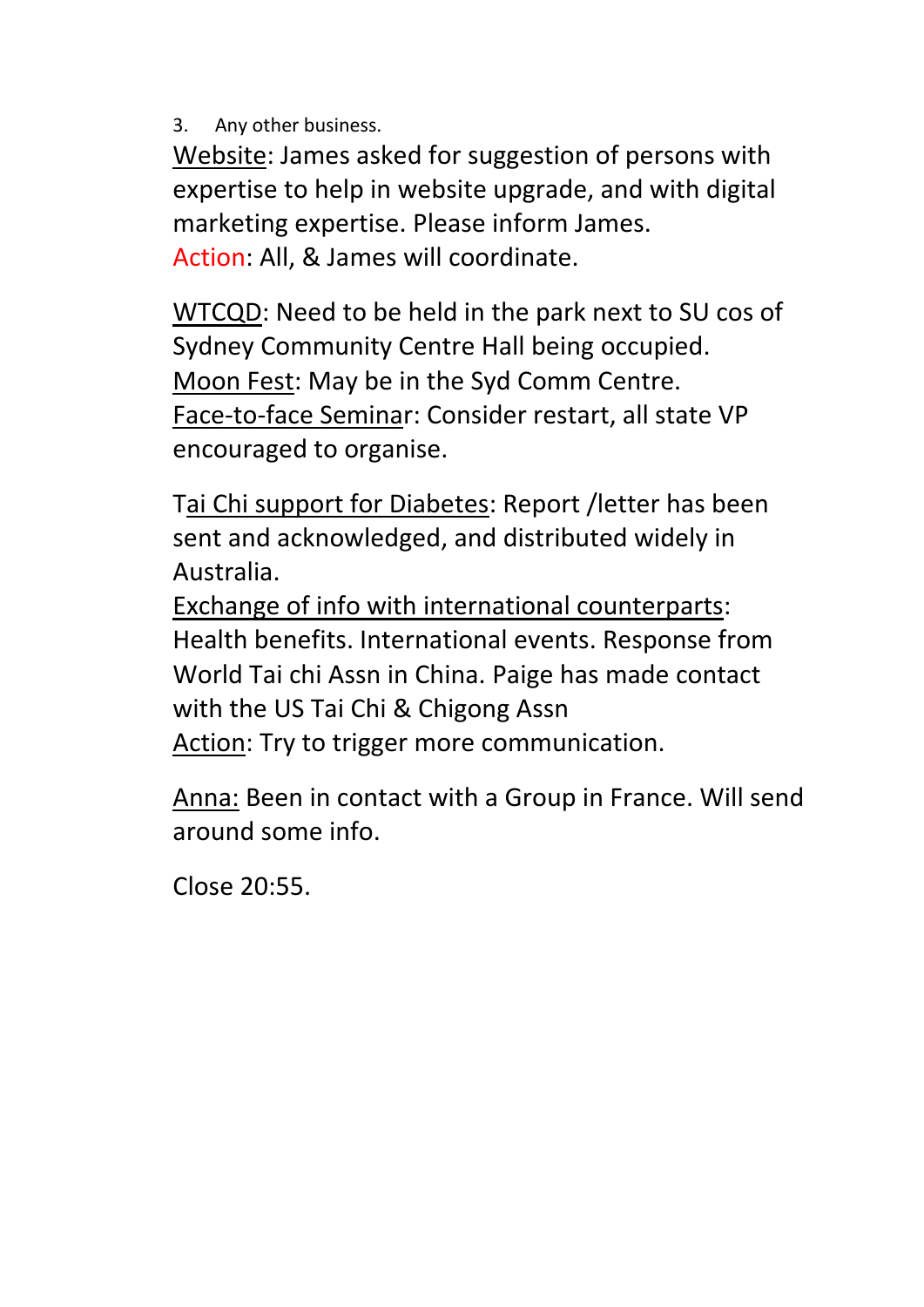3. Any other business.

Website: James asked for suggestion of persons with expertise to help in website upgrade, and with digital marketing expertise. Please inform James.
Action: All, & James will coordinate.

WTCQD: Need to be held in the park next to SU cos of Sydney Community Centre Hall being occupied.
Moon Fest: May be in the Syd Comm Centre.
Face-to-face Seminar: Consider restart, all state VP encouraged to organise.

Tai Chi support for Diabetes: Report /letter has been sent and acknowledged, and distributed widely in Australia.
Exchange of info with international counterparts: Health benefits. International events. Response from World Tai chi Assn in China. Paige has made contact with the US Tai Chi & Chigong Assn
Action: Try to trigger more communication.

Anna: Been in contact with a Group in France. Will send around some info.

Close 20:55.